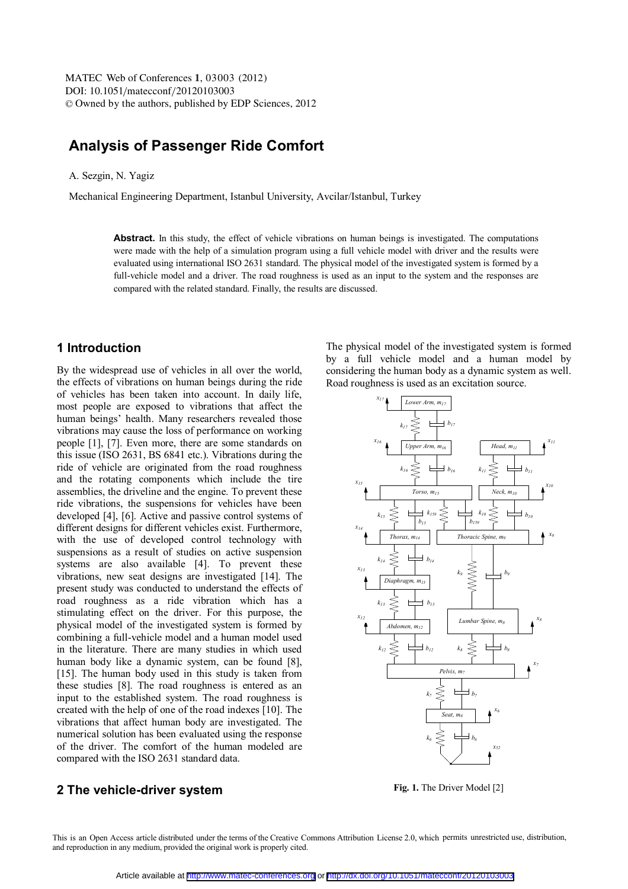MATEC Web of Conferences **1**, 03003 (2012)
DOI: 10.1051/matecconf/20120103003
© Owned by the authors, published by EDP Sciences, 2012

# Analysis of Passenger Ride Comfort

A. Sezgin, N. Yagiz

Mechanical Engineering Department, Istanbul University, Avcilar/Istanbul, Turkey

**Abstract.** In this study, the effect of vehicle vibrations on human beings is investigated. The computations were made with the help of a simulation program using a full vehicle model with driver and the results were evaluated using international ISO 2631 standard. The physical model of the investigated system is formed by a full-vehicle model and a driver. The road roughness is used as an input to the system and the responses are compared with the related standard. Finally, the results are discussed.

## 1 Introduction

By the widespread use of vehicles in all over the world, the effects of vibrations on human beings during the ride of vehicles has been taken into account. In daily life, most people are exposed to vibrations that affect the human beings' health. Many researchers revealed those vibrations may cause the loss of performance on working people [1], [7]. Even more, there are some standards on this issue (ISO 2631, BS 6841 etc.). Vibrations during the ride of vehicle are originated from the road roughness and the rotating components which include the tire assemblies, the driveline and the engine. To prevent these ride vibrations, the suspensions for vehicles have been developed [4], [6]. Active and passive control systems of different designs for different vehicles exist. Furthermore, with the use of developed control technology with suspensions as a result of studies on active suspension systems are also available [4]. To prevent these vibrations, new seat designs are investigated [14]. The present study was conducted to understand the effects of road roughness as a ride vibration which has a stimulating effect on the driver. For this purpose, the physical model of the investigated system is formed by combining a full-vehicle model and a human model used in the literature. There are many studies in which used human body like a dynamic system, can be found [8], [15]. The human body used in this study is taken from these studies [8]. The road roughness is entered as an input to the established system. The road roughness is created with the help of one of the road indexes [10]. The vibrations that affect human body are investigated. The numerical solution has been evaluated using the response of the driver. The comfort of the human modeled are compared with the ISO 2631 standard data.

## 2 The vehicle-driver system

The physical model of the investigated system is formed by a full vehicle model and a human model by considering the human body as a dynamic system as well. Road roughness is used as an excitation source.

**Fig. 1.** The Driver Model [2]

This is an Open Access article distributed under the terms of the Creative Commons Attribution License 2.0, which permits unrestricted use, distribution, and reproduction in any medium, provided the original work is properly cited.

Article available at http://www.matec-conferences.org or http://dx.doi.org/10.1051/matecconf/20120103003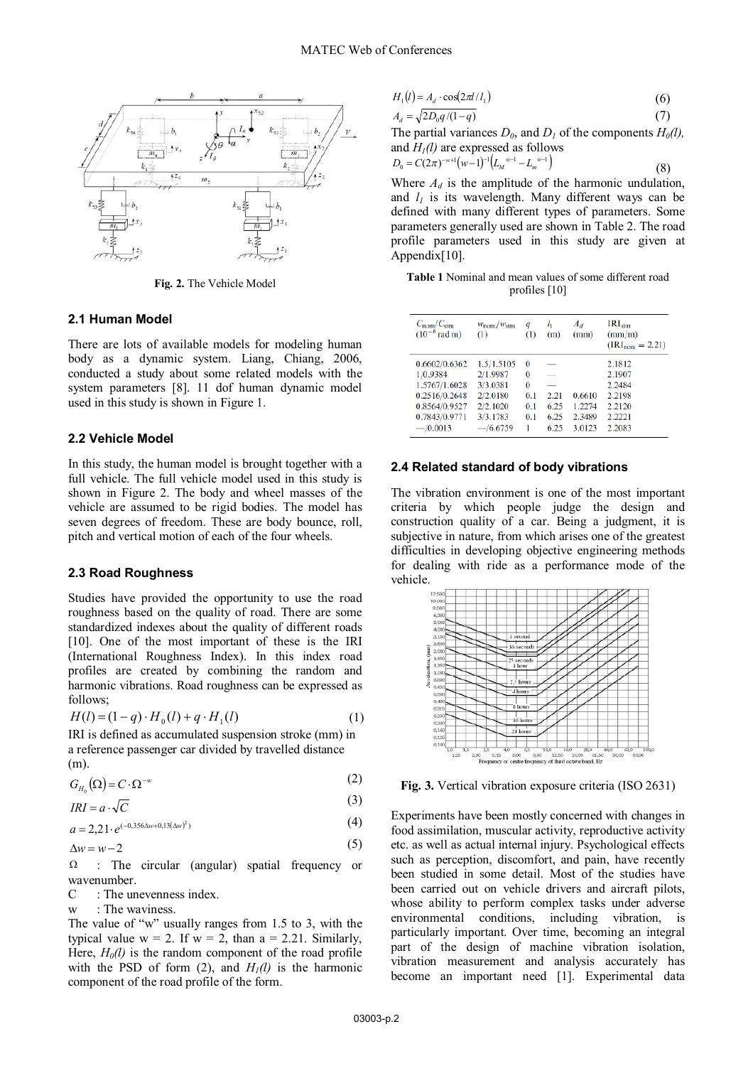Fig. 2. The Vehicle Model

### 2.1 Human Model

There are lots of available models for modeling human body as a dynamic system. Liang, Chiang, 2006, conducted a study about some related models with the system parameters [8]. 11 dof human dynamic model used in this study is shown in Figure 1.

### 2.2 Vehicle Model

In this study, the human model is brought together with a full vehicle. The full vehicle model used in this study is shown in Figure 2. The body and wheel masses of the vehicle are assumed to be rigid bodies. The model has seven degrees of freedom. These are body bounce, roll, pitch and vertical motion of each of the four wheels.

### 2.3 Road Roughness

Studies have provided the opportunity to use the road roughness based on the quality of road. There are some standardized indexes about the quality of different roads [10]. One of the most important of these is the IRI (International Roughness Index). In this index road profiles are created by combining the random and harmonic vibrations. Road roughness can be expressed as follows;

$$H(l) = (1-q)\cdot H_0(l) + q \cdot H_1(l) \tag{1}$$

IRI is defined as accumulated suspension stroke (mm) in a reference passenger car divided by travelled distance (m).

$$G_{H_0}(\Omega) = C \cdot \Omega^{-w} \tag{2}$$

$$IRI = a \cdot \sqrt{C} \tag{3}$$

$$a = 2{,}21 \cdot e^{(-0{,}356\Delta w + 0{,}13(\Delta w)^2)} \tag{4}$$

$$\Delta w = w - 2 \tag{5}$$

$\Omega$ : The circular (angular) spatial frequency or wavenumber.

C : The unevenness index.

w : The waviness.

The value of "w" usually ranges from 1.5 to 3, with the typical value w = 2. If w = 2, than a = 2.21. Similarly, Here, $H_0(l)$ is the random component of the road profile with the PSD of form (2), and $H_1(l)$ is the harmonic component of the road profile of the form.

$$H_1(l) = A_d \cdot \cos(2\pi l / l_1) \tag{6}$$

$$A_d = \sqrt{2D_0 q / (1-q)} \tag{7}$$

The partial variances $D_0$, and $D_1$ of the components $H_0(l)$, and $H_1(l)$ are expressed as follows

$$D_0 = C(2\pi)^{-w+1}(w-1)^{-1}\left(L_M^{\ w-1} - L_m^{\ w-1}\right) \tag{8}$$

Where $A_d$ is the amplitude of the harmonic undulation, and $l_1$ is its wavelength. Many different ways can be defined with many different types of parameters. Some parameters generally used are shown in Table 2. The road profile parameters used in this study are given at Appendix[10].

**Table 1** Nominal and mean values of some different road profiles [10]

| $C_{nom}/C_{sim}$ ($10^{-6}$ rad m) | $w_{nom}/w_{sim}$ (1) | $q$ (1) | $l_1$ (m) | $A_d$ (mm) | $IRI_{sim}$ (mm/m) ($IRI_{nom}$ = 2.21) |
|---|---|---|---|---|---|
| 0.6602/0.6362 | 1.5/1.5105 | 0 | — | | 2.1812 |
| 1/0.9384 | 2/1.9987 | 0 | — | | 2.1907 |
| 1.5767/1.6028 | 3/3.0381 | 0 | — | | 2.2484 |
| 0.2516/0.2648 | 2/2.0180 | 0.1 | 2.21 | 0.6610 | 2.2198 |
| 0.8564/0.9527 | 2/2.1020 | 0.1 | 6.25 | 1.2274 | 2.2120 |
| 0.7843/0.9771 | 3/3.1783 | 0.1 | 6.25 | 2.3489 | 2.2221 |
| —/0.0013 | —/6.6759 | 1 | 6.25 | 3.0123 | 2.2083 |

### 2.4 Related standard of body vibrations

The vibration environment is one of the most important criteria by which people judge the design and construction quality of a car. Being a judgment, it is subjective in nature, from which arises one of the greatest difficulties in developing objective engineering methods for dealing with ride as a performance mode of the vehicle.

Fig. 3. Vertical vibration exposure criteria (ISO 2631)

Experiments have been mostly concerned with changes in food assimilation, muscular activity, reproductive activity etc. as well as actual internal injury. Psychological effects such as perception, discomfort, and pain, have recently been studied in some detail. Most of the studies have been carried out on vehicle drivers and aircraft pilots, whose ability to perform complex tasks under adverse environmental conditions, including vibration, is particularly important. Over time, becoming an integral part of the design of machine vibration isolation, vibration measurement and analysis accurately has become an important need [1]. Experimental data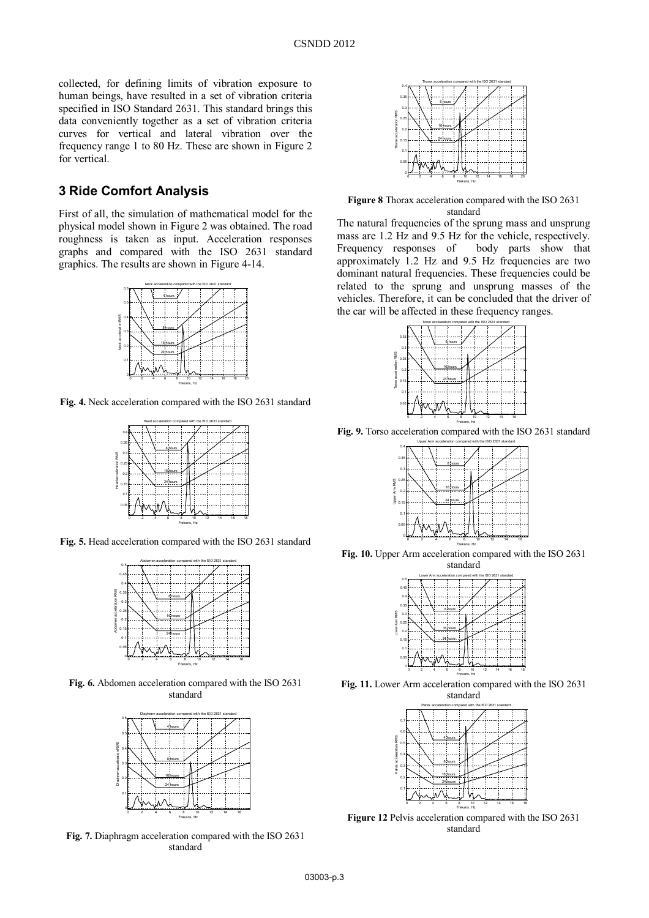collected, for defining limits of vibration exposure to human beings, have resulted in a set of vibration criteria specified in ISO Standard 2631. This standard brings this data conveniently together as a set of vibration criteria curves for vertical and lateral vibration over the frequency range 1 to 80 Hz. These are shown in Figure 2 for vertical.

## 3 Ride Comfort Analysis

First of all, the simulation of mathematical model for the physical model shown in Figure 2 was obtained. The road roughness is taken as input. Acceleration responses graphs and compared with the ISO 2631 standard graphics. The results are shown in Figure 4-14.

**Fig. 4.** Neck acceleration compared with the ISO 2631 standard

**Fig. 5.** Head acceleration compared with the ISO 2631 standard

**Fig. 6.** Abdomen acceleration compared with the ISO 2631 standard

**Fig. 7.** Diaphragm acceleration compared with the ISO 2631 standard

**Figure 8** Thorax acceleration compared with the ISO 2631 standard

The natural frequencies of the sprung mass and unsprung mass are 1.2 Hz and 9.5 Hz for the vehicle, respectively. Frequency responses of body parts show that approximately 1.2 Hz and 9.5 Hz frequencies are two dominant natural frequencies. These frequencies could be related to the sprung and unsprung masses of the vehicles. Therefore, it can be concluded that the driver of the car will be affected in these frequency ranges.

**Fig. 9.** Torso acceleration compared with the ISO 2631 standard

**Fig. 10.** Upper Arm acceleration compared with the ISO 2631 standard

**Fig. 11.** Lower Arm acceleration compared with the ISO 2631 standard

**Figure 12** Pelvis acceleration compared with the ISO 2631 standard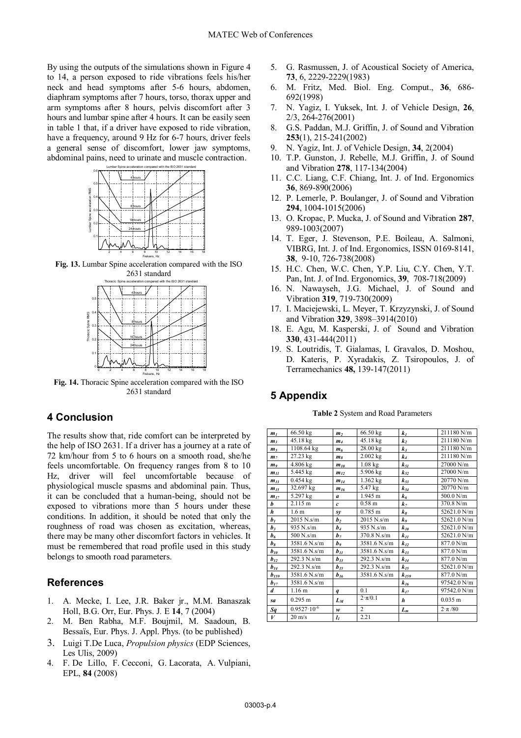By using the outputs of the simulations shown in Figure 4 to 14, a person exposed to ride vibrations feels his/her neck and head symptoms after 5-6 hours, abdomen, diaphram symptoms after 7 hours, torso, thorax upper and arm symptoms after 8 hours, pelvis discomfort after 3 hours and lumbar spine after 4 hours. It can be easily seen in table 1 that, if a driver have exposed to ride vibration, have a frequency, around 9 Hz for 6-7 hours, driver feels a general sense of discomfort, lower jaw symptoms, abdominal pains, need to urinate and muscle contraction.

Lumbar Spine acceleration compared with the ISO 2631 standard

4 hours
8 hours
16 hours
24 hours

Lumbar Spine acceleration RMS

Frekans, Hz

**Fig. 13.** Lumbar Spine acceleration compared with the ISO 2631 standard

Thoracic Spine acceleration compared with the ISO 2631 standard

4 hours
8 hours
16 hours
24 hours

Thoracic Spine RMS

Frekans, Hz

**Fig. 14.** Thoracic Spine acceleration compared with the ISO 2631 standard

## 4 Conclusion

The results show that, ride comfort can be interpreted by the help of ISO 2631. If a driver has a journey at a rate of 72 km/hour from 5 to 6 hours on a smooth road, she/he feels uncomfortable. On frequency ranges from 8 to 10 Hz, driver will feel uncomfortable because of physiological muscle spasms and abdominal pain. Thus, it can be concluded that a human-being, should not be exposed to vibrations more than 5 hours under these conditions. In addition, it should be noted that only the roughness of road was chosen as excitation, whereas, there may be many other discomfort factors in vehicles. It must be remembered that road profile used in this study belongs to smooth road parameters.

## References

1. A. Mecke, I. Lee, J.R. Baker jr., M.M. Banaszak Holl, B.G. Orr, Eur. Phys. J. E **14**, 7 (2004)
2. M. Ben Rabha, M.F. Boujmil, M. Saadoun, B. Bessaïs, Eur. Phys. J. Appl. Phys. (to be published)
3. Luigi T.De Luca, *Propulsion physics* (EDP Sciences, Les Ulis, 2009)
4. F. De Lillo, F. Cecconi, G. Lacorata, A. Vulpiani, EPL, **84** (2008)
5. G. Rasmussen, J. of Acoustical Society of America, **73**, 6, 2229-2229(1983)
6. M. Fritz, Med. Biol. Eng. Comput., **36**, 686-692(1998)
7. N. Yagiz, I. Yuksek, Int. J. of Vehicle Design, **26**, 2/3, 264-276(2001)
8. G.S. Paddan, M.J. Griffin, J. of Sound and Vibration **253**(1), 215-241(2002)
9. N. Yagiz, Int. J. of Vehicle Design, **34**, 2(2004)
10. T.P. Gunston, J. Rebelle, M.J. Griffin, J. of Sound and Vibration **278**, 117-134(2004)
11. C.C. Liang, C.F. Chiang, Int. J. of Ind. Ergonomics **36**, 869-890(2006)
12. P. Lemerle, P. Boulanger, J. of Sound and Vibration **294**, 1004-1015(2006)
13. O. Kropac, P. Mucka, J. of Sound and Vibration **287**, 989-1003(2007)
14. T. Eger, J. Stevenson, P.E. Boileau, A. Salmoni, VIBRG, Int. J. of Ind. Ergonomics, ISSN 0169-8141, **38**, 9-10, 726-738(2008)
15. H.C. Chen, W.C. Chen, Y.P. Liu, C.Y. Chen, Y.T. Pan, Int. J. of Ind. Ergonomics, **39**, 708-718(2009)
16. N. Nawayseh, J.G. Michael, J. of Sound and Vibration **319**, 719-730(2009)
17. I. Maciejewski, L. Meyer, T. Krzyzynski, J. of Sound and Vibration **329**, 3898–3914(2010)
18. E. Agu, M. Kasperski, J. of Sound and Vibration **330**, 431-444(2011)
19. S. Loutridis, T. Gialamas, I. Gravalos, D. Moshou, D. Kateris, P. Xyradakis, Z. Tsiropoulos, J. of Terramechanics **48,** 139-147(2011)

## 5 Appendix

**Table 2** System and Road Parameters

| | | | | | |
|---|---|---|---|---|---|
| $m_1$ | 66.50 kg | $m_2$ | 66.50 kg | $k_1$ | 211180 N/m |
| $m_3$ | 45.18 kg | $m_4$ | 45.18 kg | $k_2$ | 211180 N/m |
| $m_5$ | 1108.64 kg | $m_6$ | 28.00 kg | $k_3$ | 211180 N/m |
| $m_7$ | 27.23 kg | $m_8$ | 2.002 kg | $k_4$ | 211180 N/m |
| $m_9$ | 4.806 kg | $m_{10}$ | 1.08 kg | $k_{S1}$ | 27000 N/m |
| $m_{11}$ | 5.445 kg | $m_{12}$ | 5.906 kg | $k_{S2}$ | 27000 N/m |
| $m_{13}$ | 0.454 kg | $m_{14}$ | 1.362 kg | $k_{S3}$ | 20770 N/m |
| $m_{15}$ | 32.697 kg | $m_{16}$ | 5.47 kg | $k_{S4}$ | 20770 N/m |
| $m_{17}$ | 5.297 kg | $a$ | 1.945 m | $k_6$ | 500.0 N/m |
| $b$ | 2.115 m | $c$ | 0.58 m | $k_7$ | 370.8 N/m |
| $h$ | 1.6 m | $sy$ | 0.785 m | $k_8$ | 52621.0 N/m |
| $b_1$ | 2015 N.s/m | $b_2$ | 2015 N.s/m | $k_9$ | 52621.0 N/m |
| $b_3$ | 935 N.s/m | $b_4$ | 935 N.s/m | $k_{10}$ | 52621.0 N/m |
| $b_6$ | 500 N.s/m | $b_7$ | 370.8 N.s/m | $k_{11}$ | 52621.0 N/m |
| $b_8$ | 3581.6 N.s/m | $b_9$ | 3581.6 N.s/m | $k_{12}$ | 877.0 N/m |
| $b_{10}$ | 3581.6 N.s/m | $b_{11}$ | 3581.6 N.s/m | $k_{13}$ | 877.0 N/m |
| $b_{12}$ | 292.3 N.s/m | $b_{13}$ | 292.3 N.s/m | $k_{14}$ | 877.0 N/m |
| $b_{14}$ | 292.3 N.s/m | $b_{15}$ | 292.3 N.s/m | $k_{15}$ | 52621.0 N/m |
| $b_{159}$ | 3581.6 N.s/m | $b_{16}$ | 3581.6 N.s/m | $k_{159}$ | 877.0 N/m |
| $b_{17}$ | 3581.6 N.s/m | | | $k_{16}$ | 97542.0 N/m |
| $d$ | 1.16 m | $q$ | 0.1 | $k_{17}$ | 97542.0 N/m |
| $sa$ | 0.295 m | $L_M$ | $2\cdot\pi/0.1$ | $h$ | 0.035 m |
| $Sq$ | $0.9527\cdot10^{-6}$ | $w$ | 2 | $L_m$ | $2\cdot\pi/80$ |
| $V$ | 20 m/s | $l_1$ | 2.21 | | |